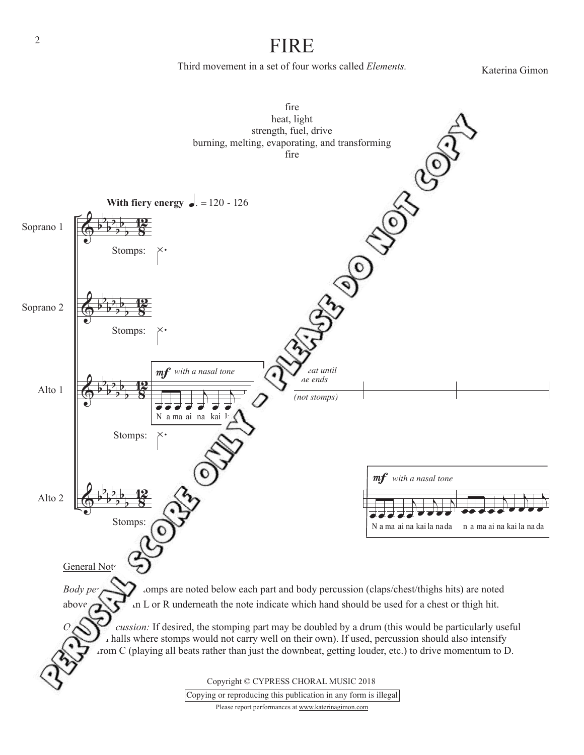# FIRE

Third movement in a set of four works called *Elements.*

Katerina Gimon

fire
heat, light
strength, fuel, drive
burning, melting, evaporating, and transforming
fire

**With fiery energy** ♩. = 120 - 126

Soprano 1 — Stomps:

Soprano 2 — Stomps:

Alto 1 — *mf with a nasal tone* — N a ma ai na kai l... — ...eat until ...e ends *(not stomps)* — Stomps:

Alto 2 — *mf with a nasal tone* — N a ma ai na kai la na da — n a ma ai na kai la na da — Stomps:

General Not...

*Body pe...* ...omps are noted below each part and body percussion (claps/chest/thighs hits) are noted above... ...n L or R underneath the note indicate which hand should be used for a chest or thigh hit.

*O... ...cussion:* If desired, the stomping part may be doubled by a drum (this would be particularly useful ... halls where stomps would not carry well on their own). If used, percussion should also intensify ...rom C (playing all beats rather than just the downbeat, getting louder, etc.) to drive momentum to D.

Copyright © CYPRESS CHORAL MUSIC 2018

Copying or reproducing this publication in any form is illegal

Please report performances at www.katerinagimon.com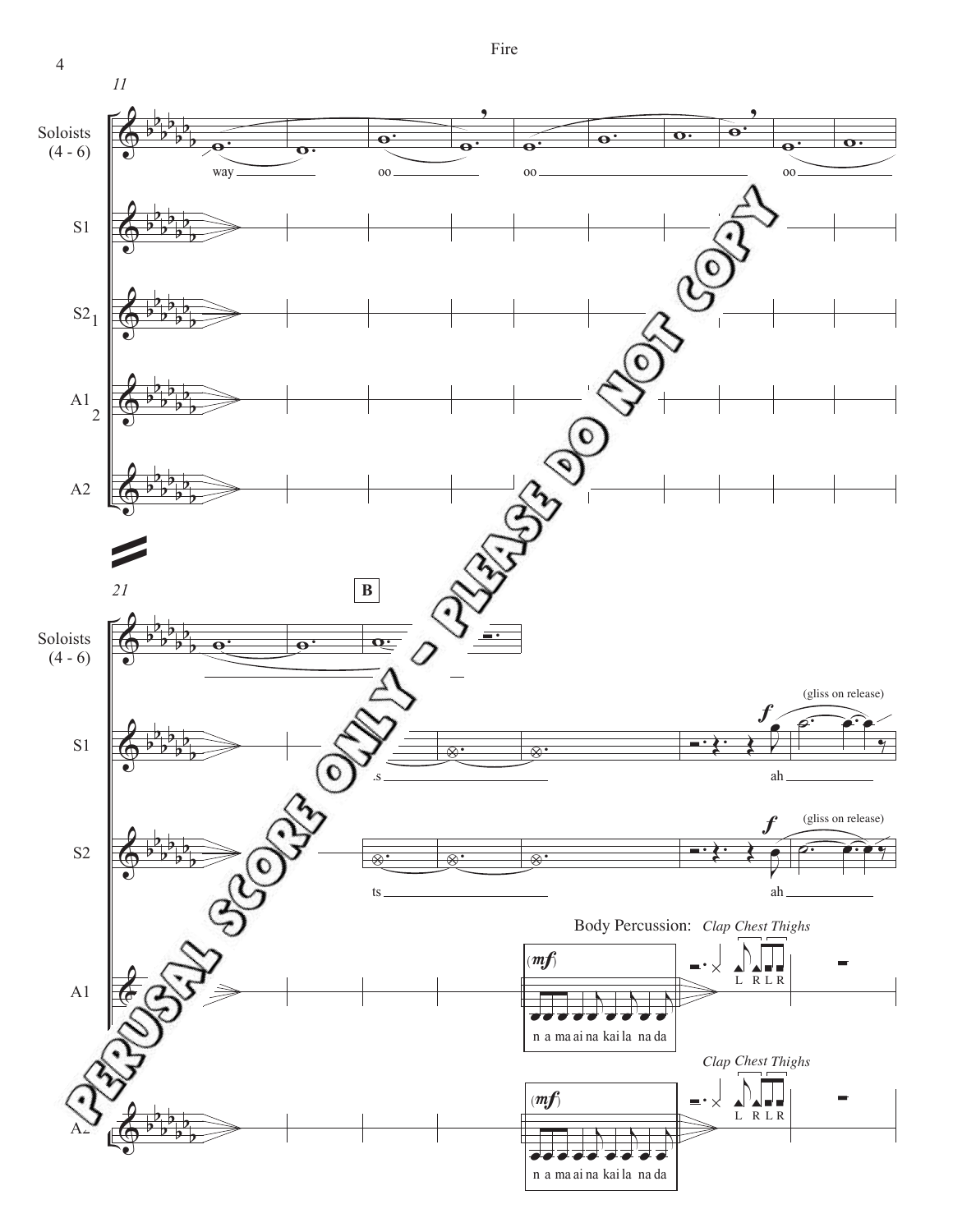PERUSAL SCORE ONLY - PLEASE DO NOT COPY

11

Soloists (4 - 6): way ___ oo ___ oo ___ oo ___

S1

S2 1

A1 2

A2

21

**B**

Soloists (4 - 6)

S1: s ___ *f* (gliss on release) ah ___

S2: ts ___ *f* (gliss on release) ah ___

Body Percussion: *Clap Chest Thighs*

A1: (*mf*) n a ma ai na kai la na da — *Clap Chest Thighs* L R L R

A2: (*mf*) n a ma ai na kai la na da — *Clap Chest Thighs* L R L R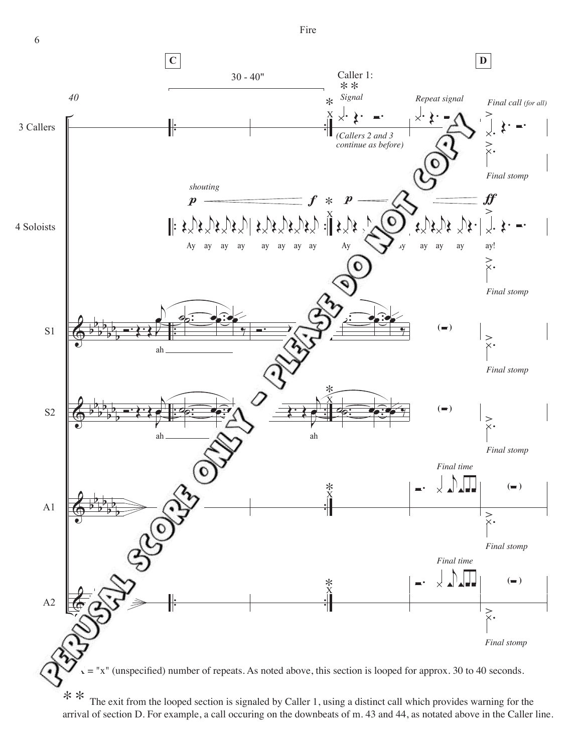\* = "x" (unspecified) number of repeats. As noted above, this section is looped for approx. 30 to 40 seconds.

\*\* The exit from the looped section is signaled by Caller 1, using a distinct call which provides warning for the arrival of section D. For example, a call occuring on the downbeats of m. 43 and 44, as notated above in the Caller line.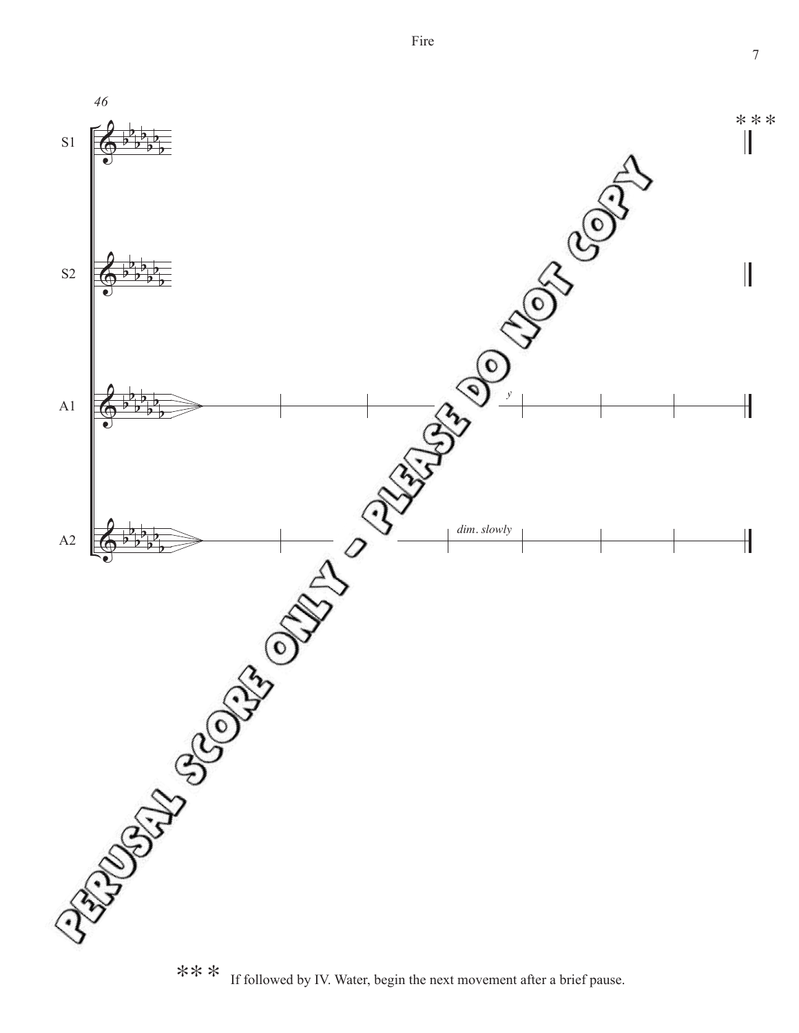*** If followed by IV. Water, begin the next movement after a brief pause.